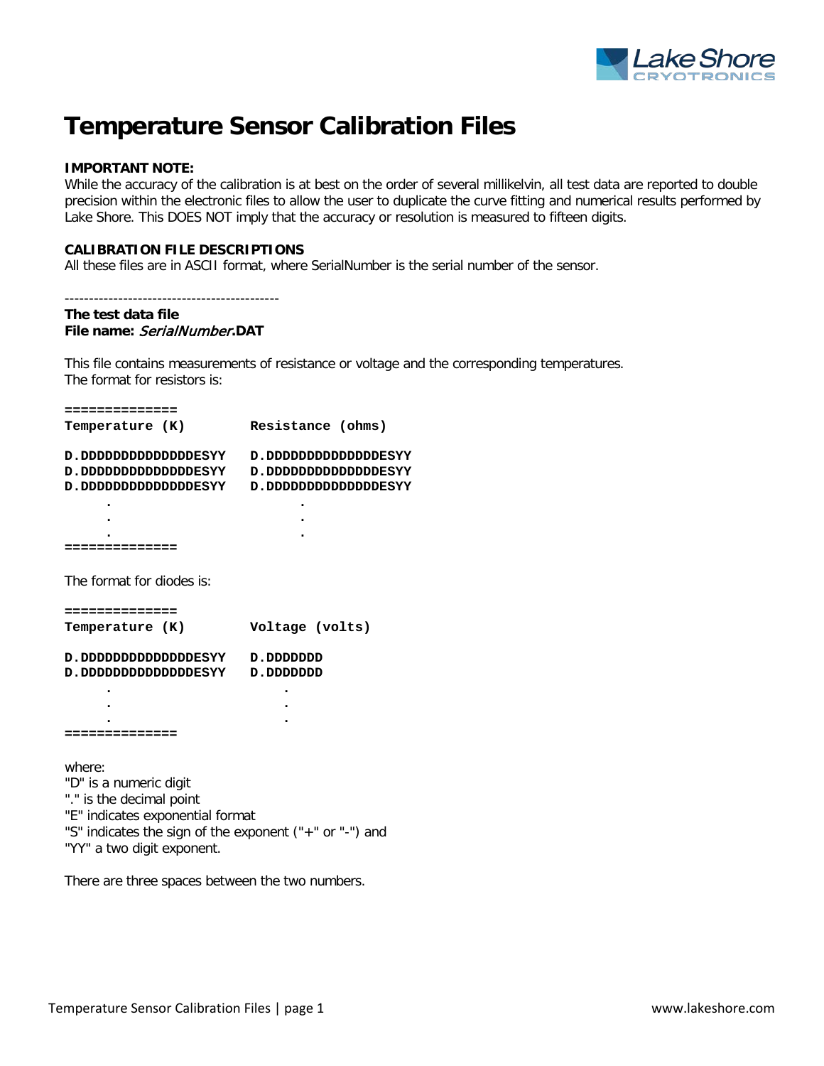# Temperature Sensor Calibration Files

**IMPORTANT NOTE:**
While the accuracy of the calibration is at best on the order of several millikelvin, all test data are reported to double precision within the electronic files to allow the user to duplicate the curve fitting and numerical results performed by Lake Shore. This DOES NOT imply that the accuracy or resolution is measured to fifteen digits.

**CALIBRATION FILE DESCRIPTIONS**
All these files are in ASCII format, where SerialNumber is the serial number of the sensor.

---------------------------------------------

**The test data file**
**File name:** ***SerialNumber*****.DAT**

This file contains measurements of resistance or voltage and the corresponding temperatures.
The format for resistors is:

```
==============
Temperature (K)        Resistance (ohms)

D.DDDDDDDDDDDDDDDESYY   D.DDDDDDDDDDDDDDDESYY
D.DDDDDDDDDDDDDDDESYY   D.DDDDDDDDDDDDDDDESYY
D.DDDDDDDDDDDDDDDESYY   D.DDDDDDDDDDDDDDDESYY
     .                        .
     .                        .
     .                        .
==============
```

The format for diodes is:

```
==============
Temperature (K)        Voltage (volts)

D.DDDDDDDDDDDDDDDESYY   D.DDDDDDD
D.DDDDDDDDDDDDDDDESYY   D.DDDDDDD
     .                      .
     .                      .
     .                      .
==============
```

where:
"D" is a numeric digit
"." is the decimal point
"E" indicates exponential format
"S" indicates the sign of the exponent ("+" or "-") and
"YY" a two digit exponent.

There are three spaces between the two numbers.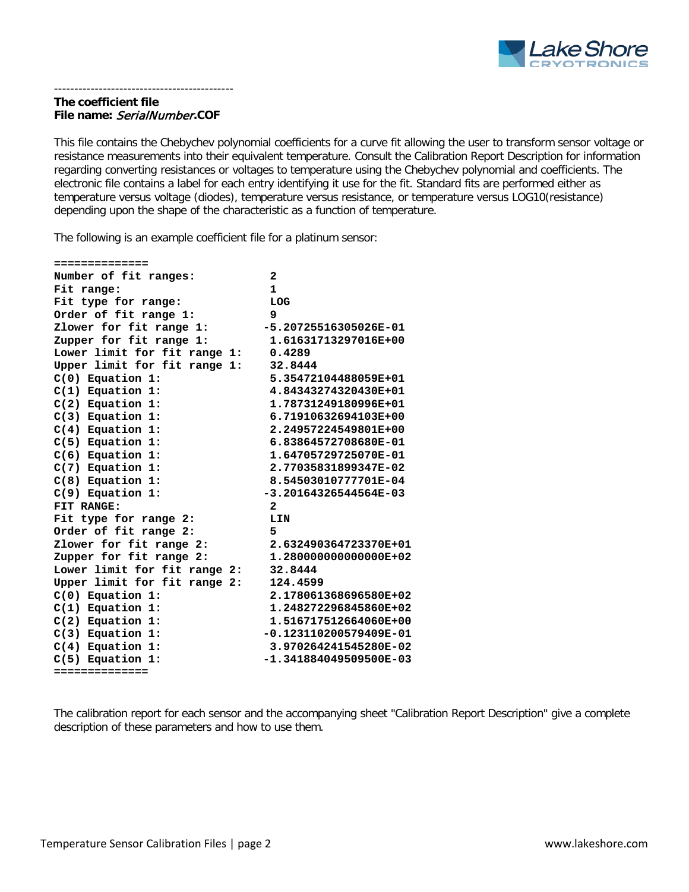--------------------------------------------

**The coefficient file**
**File name:** ***SerialNumber*.COF**

This file contains the Chebychev polynomial coefficients for a curve fit allowing the user to transform sensor voltage or resistance measurements into their equivalent temperature. Consult the Calibration Report Description for information regarding converting resistances or voltages to temperature using the Chebychev polynomial and coefficients. The electronic file contains a label for each entry identifying it use for the fit. Standard fits are performed either as temperature versus voltage (diodes), temperature versus resistance, or temperature versus LOG10(resistance) depending upon the shape of the characteristic as a function of temperature.

The following is an example coefficient file for a platinum sensor:

```
==============
Number of fit ranges:          2
Fit range:                     1
Fit type for range:            LOG
Order of fit range 1:          9
Zlower for fit range 1:       -5.20725516305026E-01
Zupper for fit range 1:        1.61631713297016E+00
Lower limit for fit range 1:   0.4289
Upper limit for fit range 1:   32.8444
C(0) Equation 1:               5.35472104488059E+01
C(1) Equation 1:               4.84343274320430E+01
C(2) Equation 1:               1.78731249180996E+01
C(3) Equation 1:               6.71910632694103E+00
C(4) Equation 1:               2.24957224549801E+00
C(5) Equation 1:               6.83864572708680E-01
C(6) Equation 1:               1.64705729725070E-01
C(7) Equation 1:               2.77035831899347E-02
C(8) Equation 1:               8.54503010777701E-04
C(9) Equation 1:              -3.20164326544564E-03
FIT RANGE:                     2
Fit type for range 2:          LIN
Order of fit range 2:          5
Zlower for fit range 2:        2.632490364723370E+01
Zupper for fit range 2:        1.280000000000000E+02
Lower limit for fit range 2:   32.8444
Upper limit for fit range 2:   124.4599
C(0) Equation 1:               2.178061368696580E+02
C(1) Equation 1:               1.248272296845860E+02
C(2) Equation 1:               1.516717512664060E+00
C(3) Equation 1:              -0.123110200579409E-01
C(4) Equation 1:               3.970264241545280E-02
C(5) Equation 1:              -1.341884049509500E-03
==============
```

The calibration report for each sensor and the accompanying sheet "Calibration Report Description" give a complete description of these parameters and how to use them.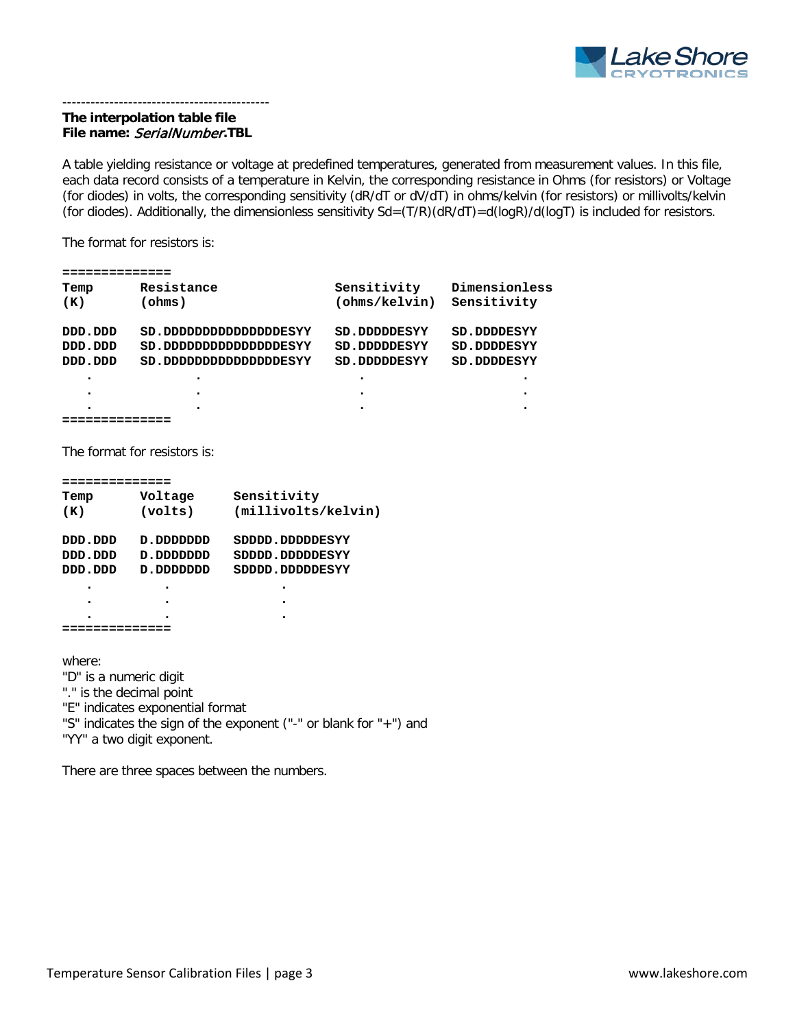--------------------------------------------

**The interpolation table file**
**File name:** ***SerialNumber*.TBL**

A table yielding resistance or voltage at predefined temperatures, generated from measurement values. In this file, each data record consists of a temperature in Kelvin, the corresponding resistance in Ohms (for resistors) or Voltage (for diodes) in volts, the corresponding sensitivity (dR/dT or dV/dT) in ohms/kelvin (for resistors) or millivolts/kelvin (for diodes). Additionally, the dimensionless sensitivity $Sd=(T/R)(dR/dT)=d(\log R)/d(\log T)$ is included for resistors.

The format for resistors is:

```
==============
Temp       Resistance                 Sensitivity    Dimensionless
(K)        (ohms)                     (ohms/kelvin)  Sensitivity

DDD.DDD    SD.DDDDDDDDDDDDDDDESYY     SD.DDDDDESYY   SD.DDDDESYY
DDD.DDD    SD.DDDDDDDDDDDDDDDESYY     SD.DDDDDESYY   SD.DDDDESYY
DDD.DDD    SD.DDDDDDDDDDDDDDDESYY     SD.DDDDDESYY   SD.DDDDESYY
   .             .                        .                    .
   .             .                        .                    .
   .             .                        .                    .
==============
```

The format for resistors is:

```
==============
Temp       Voltage      Sensitivity
(K)        (volts)      (millivolts/kelvin)

DDD.DDD    D.DDDDDDD    SDDDD.DDDDDESYY
DDD.DDD    D.DDDDDDD    SDDDD.DDDDDESYY
DDD.DDD    D.DDDDDDD    SDDDD.DDDDDESYY
   .          .               .
   .          .               .
   .          .               .
==============
```

where:
"D" is a numeric digit
"." is the decimal point
"E" indicates exponential format
"S" indicates the sign of the exponent ("-" or blank for "+") and
"YY" a two digit exponent.

There are three spaces between the numbers.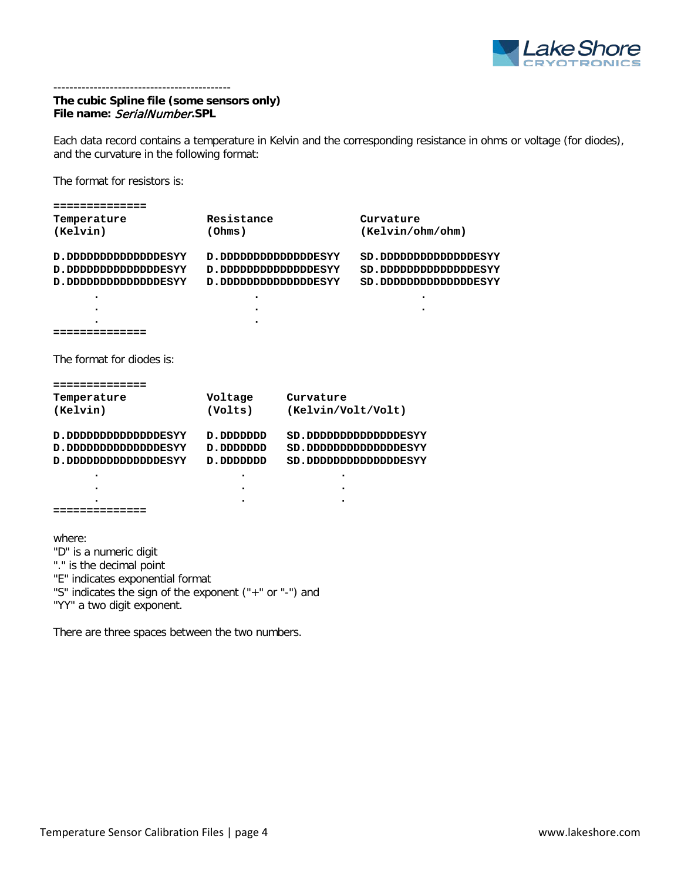--------------------------------------------

**The cubic Spline file (some sensors only)**
**File name:** ***SerialNumber*.SPL**

Each data record contains a temperature in Kelvin and the corresponding resistance in ohms or voltage (for diodes), and the curvature in the following format:

The format for resistors is:

```
==============
Temperature           Resistance            Curvature
(Kelvin)              (Ohms)                (Kelvin/ohm/ohm)

D.DDDDDDDDDDDDDDDESYY   D.DDDDDDDDDDDDDDDESYY   SD.DDDDDDDDDDDDDDDESYY
D.DDDDDDDDDDDDDDDESYY   D.DDDDDDDDDDDDDDDESYY   SD.DDDDDDDDDDDDDDDESYY
D.DDDDDDDDDDDDDDDESYY   D.DDDDDDDDDDDDDDDESYY   SD.DDDDDDDDDDDDDDDESYY
      .                       .                         .
      .                       .                         .
      .                       .
==============
```

The format for diodes is:

```
==============
Temperature           Voltage      Curvature
(Kelvin)              (Volts)      (Kelvin/Volt/Volt)

D.DDDDDDDDDDDDDDDESYY   D.DDDDDDD   SD.DDDDDDDDDDDDDDDESYY
D.DDDDDDDDDDDDDDDESYY   D.DDDDDDD   SD.DDDDDDDDDDDDDDDESYY
D.DDDDDDDDDDDDDDDESYY   D.DDDDDDD   SD.DDDDDDDDDDDDDDDESYY
      .                     .             .
      .                     .             .
      .                     .             .
==============
```

where:
"D" is a numeric digit
"." is the decimal point
"E" indicates exponential format
"S" indicates the sign of the exponent ("+" or "-") and
"YY" a two digit exponent.

There are three spaces between the two numbers.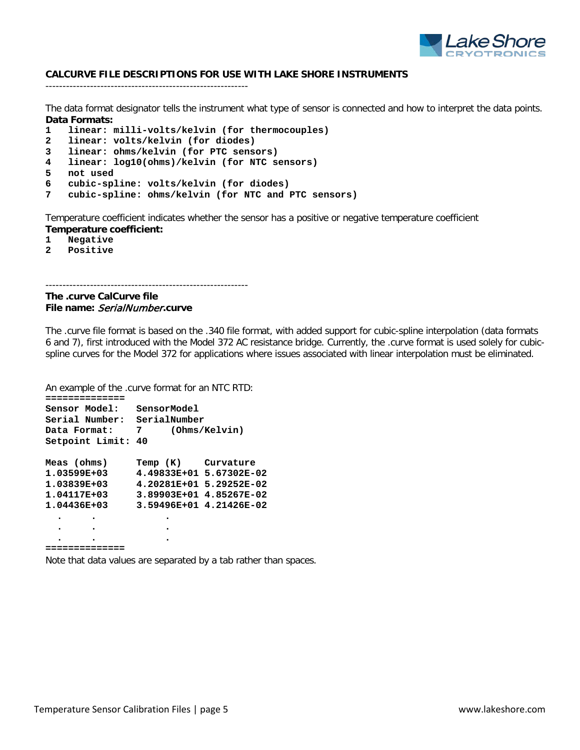**CALCURVE FILE DESCRIPTIONS FOR USE WITH LAKE SHORE INSTRUMENTS**

------------------------------------------------------------

The data format designator tells the instrument what type of sensor is connected and how to interpret the data points.

**Data Formats:**

```
1   linear: milli-volts/kelvin (for thermocouples)
2   linear: volts/kelvin (for diodes)
3   linear: ohms/kelvin (for PTC sensors)
4   linear: log10(ohms)/kelvin (for NTC sensors)
5   not used
6   cubic-spline: volts/kelvin (for diodes)
7   cubic-spline: ohms/kelvin (for NTC and PTC sensors)
```

Temperature coefficient indicates whether the sensor has a positive or negative temperature coefficient

**Temperature coefficient:**

```
1   Negative
2   Positive
```

------------------------------------------------------------

**The .curve CalCurve file**

**File name:** ***SerialNumber*.curve**

The .curve file format is based on the .340 file format, with added support for cubic-spline interpolation (data formats 6 and 7), first introduced with the Model 372 AC resistance bridge. Currently, the .curve format is used solely for cubic-spline curves for the Model 372 for applications where issues associated with linear interpolation must be eliminated.

An example of the .curve format for an NTC RTD:

```
==============
Sensor Model:   SensorModel
Serial Number:  SerialNumber
Data Format:    7     (Ohms/Kelvin)
Setpoint Limit: 40

Meas (ohms)     Temp (K)    Curvature
1.03599E+03     4.49833E+01 5.67302E-02
1.03839E+03     4.20281E+01 5.29252E-02
1.04117E+03     3.89903E+01 4.85267E-02
1.04436E+03     3.59496E+01 4.21426E-02
  .     .            .
  .     .            .
  .     .            .
==============
```

Note that data values are separated by a tab rather than spaces.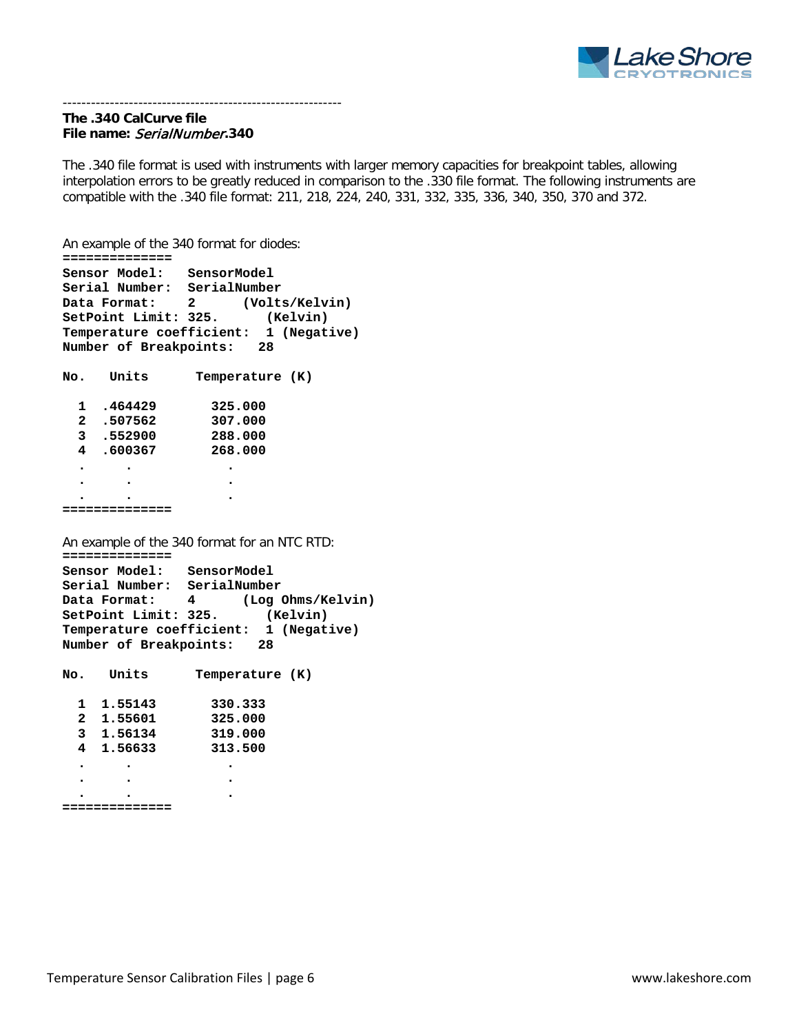------------------------------------------------------------

**The .340 CalCurve file**
**File name:** ***SerialNumber*.340**

The .340 file format is used with instruments with larger memory capacities for breakpoint tables, allowing interpolation errors to be greatly reduced in comparison to the .330 file format. The following instruments are compatible with the .340 file format: 211, 218, 224, 240, 331, 332, 335, 336, 340, 350, 370 and 372.

An example of the 340 format for diodes:

```
==============
Sensor Model:   SensorModel
Serial Number:  SerialNumber
Data Format:    2      (Volts/Kelvin)
SetPoint Limit: 325.      (Kelvin)
Temperature coefficient:  1 (Negative)
Number of Breakpoints:   28

No.   Units      Temperature (K)

  1  .464429       325.000
  2  .507562       307.000
  3  .552900       288.000
  4  .600367       268.000
  .     .             .
  .     .             .
  .     .             .
==============
```

An example of the 340 format for an NTC RTD:

```
==============
Sensor Model:   SensorModel
Serial Number:  SerialNumber
Data Format:    4      (Log Ohms/Kelvin)
SetPoint Limit: 325.      (Kelvin)
Temperature coefficient:  1 (Negative)
Number of Breakpoints:   28

No.   Units      Temperature (K)

  1  1.55143       330.333
  2  1.55601       325.000
  3  1.56134       319.000
  4  1.56633       313.500
  .     .             .
  .     .             .
  .     .             .
==============
```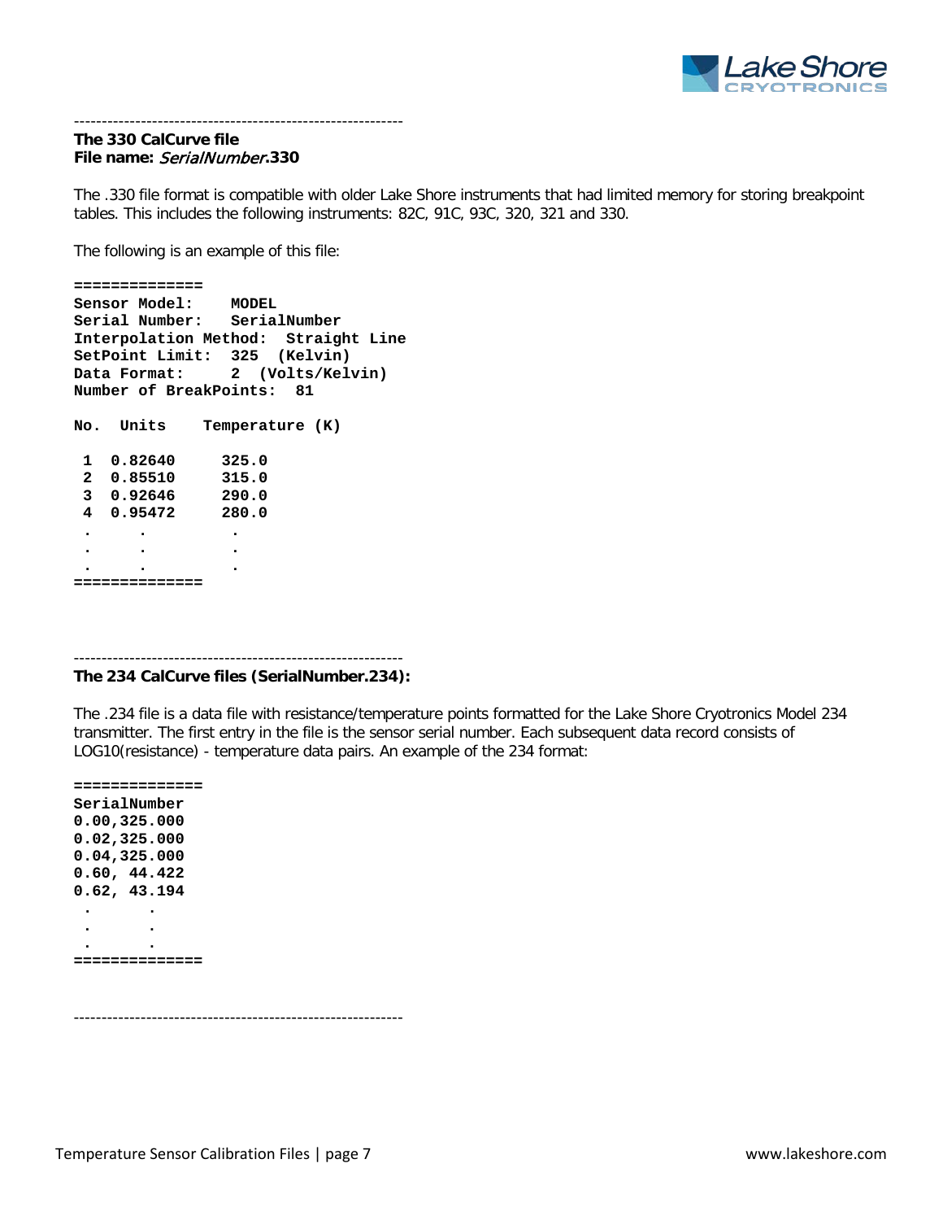---

**The 330 CalCurve file**
**File name:** ***SerialNumber*.330**

The .330 file format is compatible with older Lake Shore instruments that had limited memory for storing breakpoint tables. This includes the following instruments: 82C, 91C, 93C, 320, 321 and 330.

The following is an example of this file:

```
==============
Sensor Model:    MODEL
Serial Number:   SerialNumber
Interpolation Method:  Straight Line
SetPoint Limit:  325  (Kelvin)
Data Format:     2  (Volts/Kelvin)
Number of BreakPoints:  81

No.  Units    Temperature (K)

 1  0.82640     325.0
 2  0.85510     315.0
 3  0.92646     290.0
 4  0.95472     280.0
 .     .          .
 .     .          .
 .     .          .
==============
```

---

**The 234 CalCurve files (SerialNumber.234):**

The .234 file is a data file with resistance/temperature points formatted for the Lake Shore Cryotronics Model 234 transmitter. The first entry in the file is the sensor serial number. Each subsequent data record consists of LOG10(resistance) - temperature data pairs. An example of the 234 format:

```
==============
SerialNumber
0.00,325.000
0.02,325.000
0.04,325.000
0.60, 44.422
0.62, 43.194
 .       .
 .       .
 .       .
==============
```

---